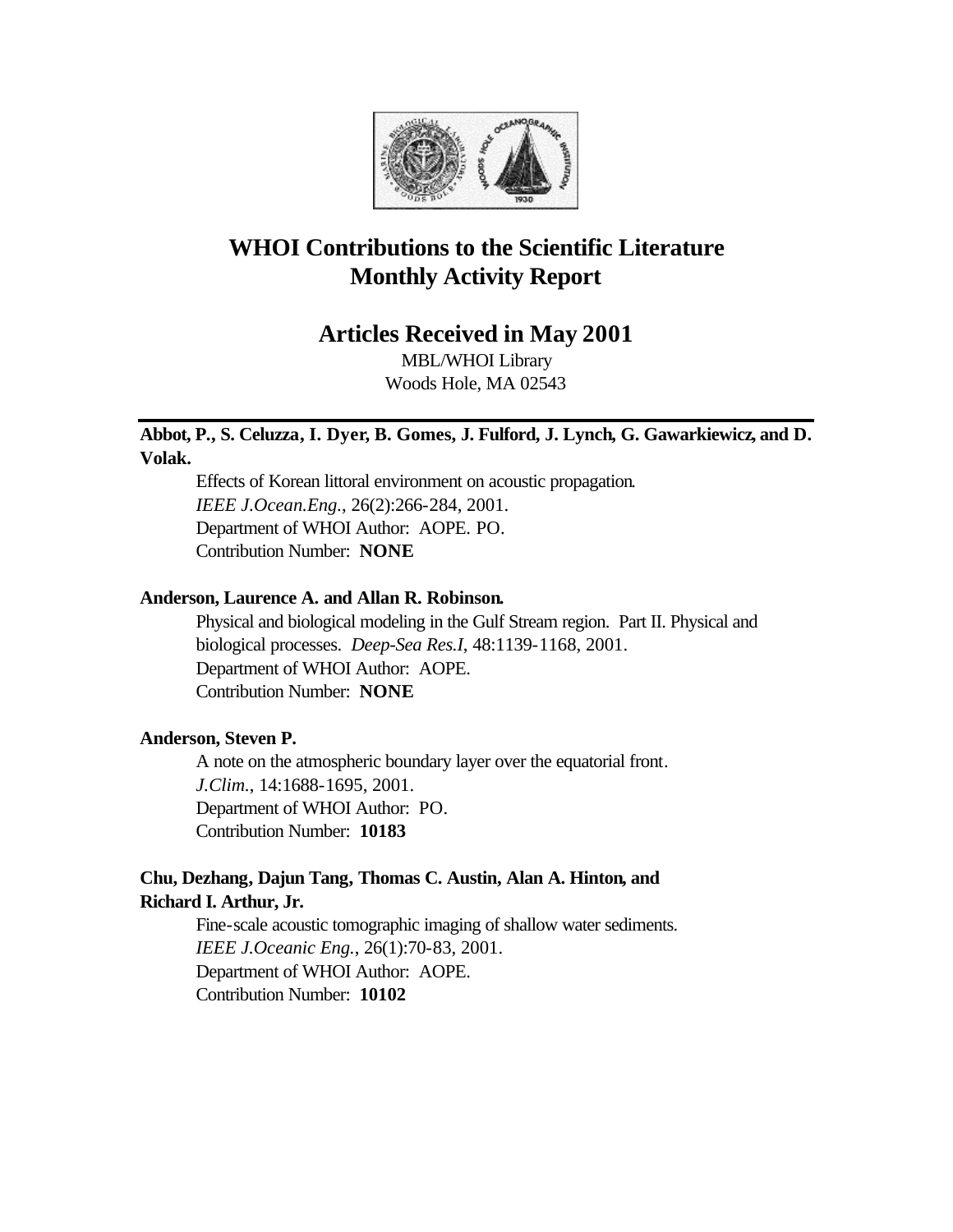# WHOI Contributions to the Scientific Literature
# Monthly Activity Report

## Articles Received in May 2001

MBL/WHOI Library
Woods Hole, MA 02543

---

**Abbot, P., S. Celuzza, I. Dyer, B. Gomes, J. Fulford, J. Lynch, G. Gawarkiewicz, and D. Volak.**

Effects of Korean littoral environment on acoustic propagation.
*IEEE J.Ocean.Eng.*, 26(2):266-284, 2001.
Department of WHOI Author: AOPE. PO.
Contribution Number: **NONE**

**Anderson, Laurence A. and Allan R. Robinson.**

Physical and biological modeling in the Gulf Stream region. Part II. Physical and biological processes. *Deep-Sea Res.I*, 48:1139-1168, 2001.
Department of WHOI Author: AOPE.
Contribution Number: **NONE**

**Anderson, Steven P.**

A note on the atmospheric boundary layer over the equatorial front.
*J.Clim.*, 14:1688-1695, 2001.
Department of WHOI Author: PO.
Contribution Number: **10183**

**Chu, Dezhang, Dajun Tang, Thomas C. Austin, Alan A. Hinton, and Richard I. Arthur, Jr.**

Fine-scale acoustic tomographic imaging of shallow water sediments.
*IEEE J.Oceanic Eng.*, 26(1):70-83, 2001.
Department of WHOI Author: AOPE.
Contribution Number: **10102**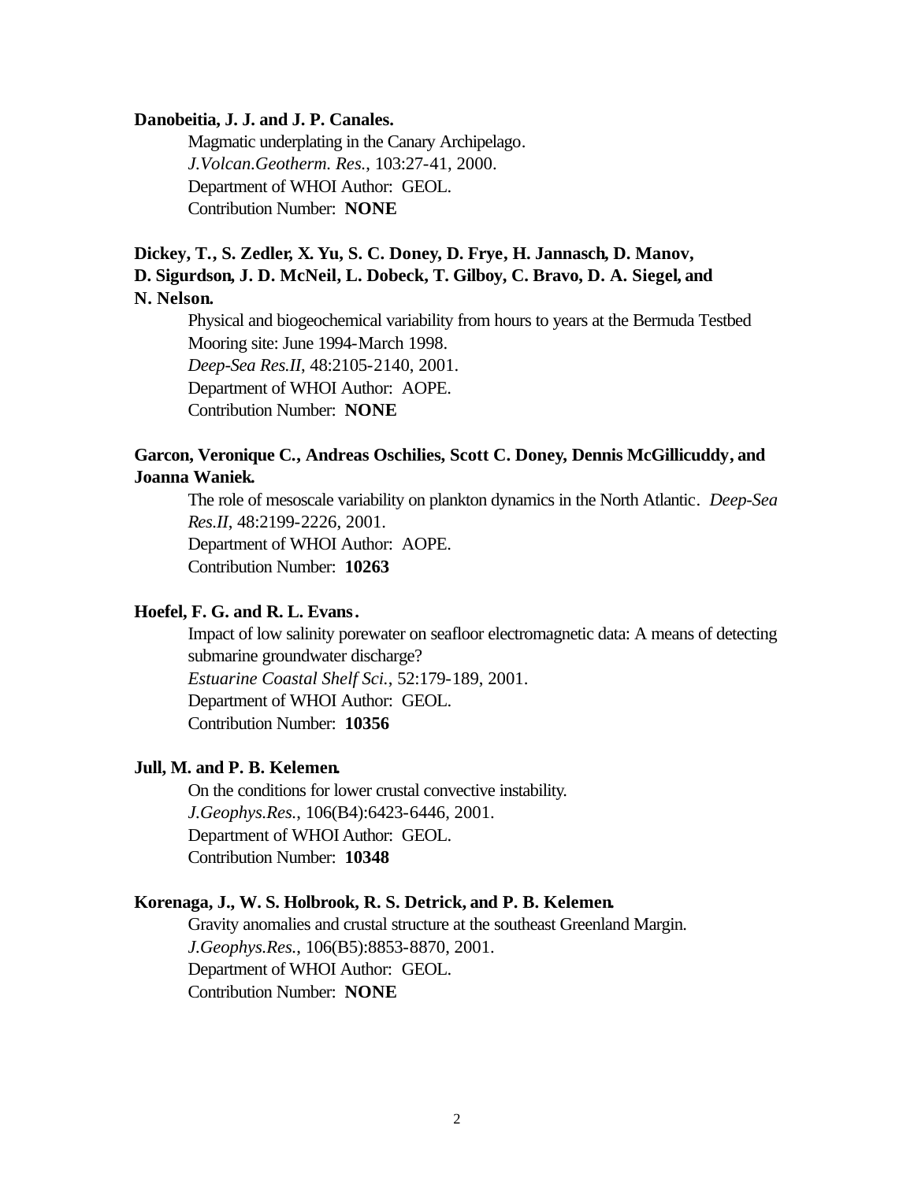**Danobeitia, J. J. and J. P. Canales.**

Magmatic underplating in the Canary Archipelago.
*J.Volcan.Geotherm. Res.*, 103:27-41, 2000.
Department of WHOI Author: GEOL.
Contribution Number: **NONE**

**Dickey, T., S. Zedler, X. Yu, S. C. Doney, D. Frye, H. Jannasch, D. Manov, D. Sigurdson, J. D. McNeil, L. Dobeck, T. Gilboy, C. Bravo, D. A. Siegel, and N. Nelson.**

Physical and biogeochemical variability from hours to years at the Bermuda Testbed Mooring site: June 1994-March 1998.
*Deep-Sea Res.II*, 48:2105-2140, 2001.
Department of WHOI Author: AOPE.
Contribution Number: **NONE**

**Garcon, Veronique C., Andreas Oschilies, Scott C. Doney, Dennis McGillicuddy, and Joanna Waniek.**

The role of mesoscale variability on plankton dynamics in the North Atlantic. *Deep-Sea Res.II*, 48:2199-2226, 2001.
Department of WHOI Author: AOPE.
Contribution Number: **10263**

**Hoefel, F. G. and R. L. Evans.**

Impact of low salinity porewater on seafloor electromagnetic data: A means of detecting submarine groundwater discharge?
*Estuarine Coastal Shelf Sci.*, 52:179-189, 2001.
Department of WHOI Author: GEOL.
Contribution Number: **10356**

**Jull, M. and P. B. Kelemen.**

On the conditions for lower crustal convective instability.
*J.Geophys.Res.*, 106(B4):6423-6446, 2001.
Department of WHOI Author: GEOL.
Contribution Number: **10348**

**Korenaga, J., W. S. Holbrook, R. S. Detrick, and P. B. Kelemen.**

Gravity anomalies and crustal structure at the southeast Greenland Margin.
*J.Geophys.Res.*, 106(B5):8853-8870, 2001.
Department of WHOI Author: GEOL.
Contribution Number: **NONE**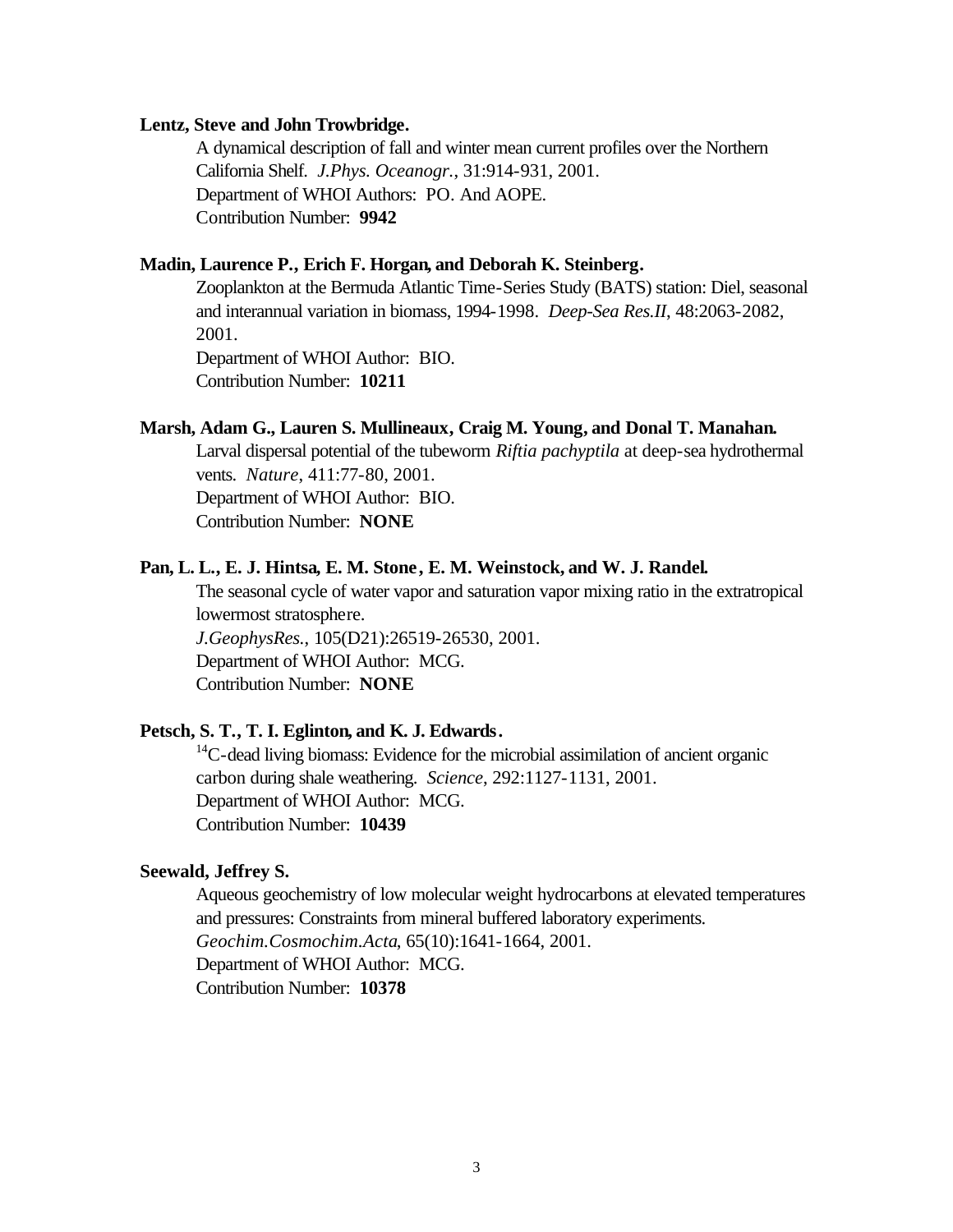**Lentz, Steve and John Trowbridge.**

A dynamical description of fall and winter mean current profiles over the Northern California Shelf. *J.Phys. Oceanogr.*, 31:914-931, 2001.
Department of WHOI Authors: PO. And AOPE.
Contribution Number: **9942**

**Madin, Laurence P., Erich F. Horgan, and Deborah K. Steinberg.**

Zooplankton at the Bermuda Atlantic Time-Series Study (BATS) station: Diel, seasonal and interannual variation in biomass, 1994-1998. *Deep-Sea Res.II*, 48:2063-2082, 2001.
Department of WHOI Author: BIO.
Contribution Number: **10211**

**Marsh, Adam G., Lauren S. Mullineaux, Craig M. Young, and Donal T. Manahan.**

Larval dispersal potential of the tubeworm *Riftia pachyptila* at deep-sea hydrothermal vents. *Nature*, 411:77-80, 2001.
Department of WHOI Author: BIO.
Contribution Number: **NONE**

**Pan, L. L., E. J. Hintsa, E. M. Stone, E. M. Weinstock, and W. J. Randel.**

The seasonal cycle of water vapor and saturation vapor mixing ratio in the extratropical lowermost stratosphere.
*J.GeophysRes.*, 105(D21):26519-26530, 2001.
Department of WHOI Author: MCG.
Contribution Number: **NONE**

**Petsch, S. T., T. I. Eglinton, and K. J. Edwards.**

$^{14}C$-dead living biomass: Evidence for the microbial assimilation of ancient organic carbon during shale weathering. *Science*, 292:1127-1131, 2001.
Department of WHOI Author: MCG.
Contribution Number: **10439**

**Seewald, Jeffrey S.**

Aqueous geochemistry of low molecular weight hydrocarbons at elevated temperatures and pressures: Constraints from mineral buffered laboratory experiments. *Geochim.Cosmochim.Acta*, 65(10):1641-1664, 2001.
Department of WHOI Author: MCG.
Contribution Number: **10378**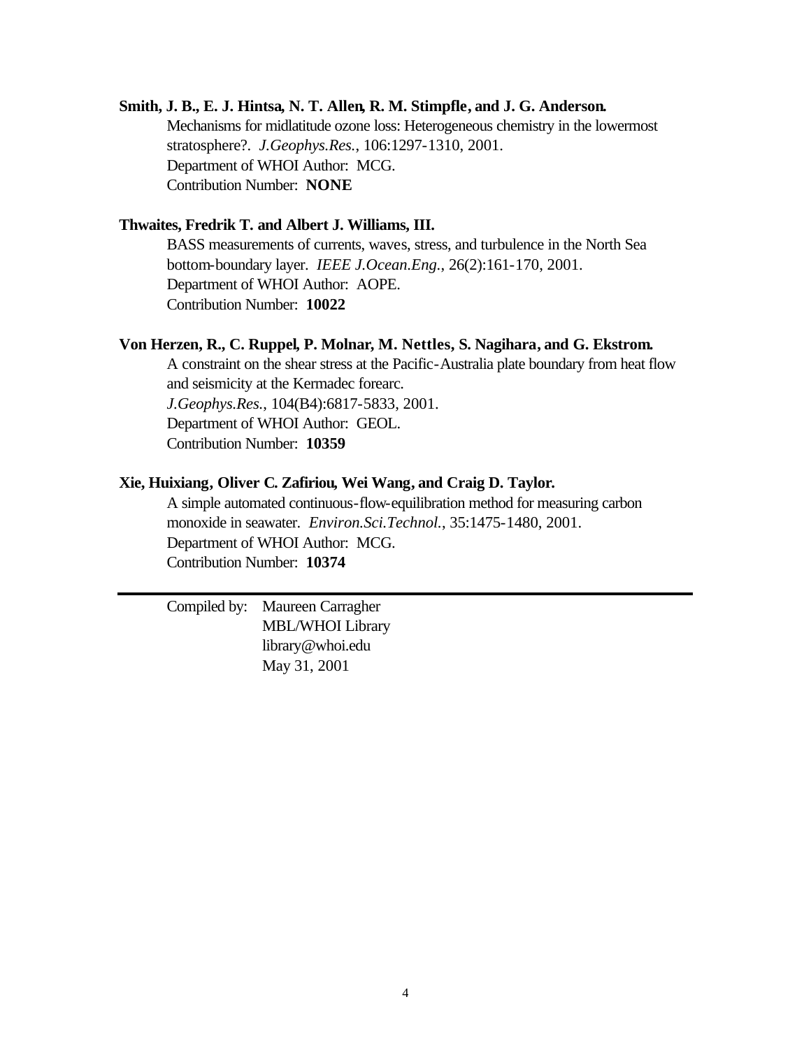**Smith, J. B., E. J. Hintsa, N. T. Allen, R. M. Stimpfle, and J. G. Anderson.**
Mechanisms for midlatitude ozone loss: Heterogeneous chemistry in the lowermost stratosphere?. *J.Geophys.Res.*, 106:1297-1310, 2001.
Department of WHOI Author: MCG.
Contribution Number: **NONE**

**Thwaites, Fredrik T. and Albert J. Williams, III.**
BASS measurements of currents, waves, stress, and turbulence in the North Sea bottom-boundary layer. *IEEE J.Ocean.Eng.*, 26(2):161-170, 2001.
Department of WHOI Author: AOPE.
Contribution Number: **10022**

**Von Herzen, R., C. Ruppel, P. Molnar, M. Nettles, S. Nagihara, and G. Ekstrom.**
A constraint on the shear stress at the Pacific-Australia plate boundary from heat flow and seismicity at the Kermadec forearc.
*J.Geophys.Res.*, 104(B4):6817-5833, 2001.
Department of WHOI Author: GEOL.
Contribution Number: **10359**

**Xie, Huixiang, Oliver C. Zafiriou, Wei Wang, and Craig D. Taylor.**
A simple automated continuous-flow-equilibration method for measuring carbon monoxide in seawater. *Environ.Sci.Technol.*, 35:1475-1480, 2001.
Department of WHOI Author: MCG.
Contribution Number: **10374**

---

Compiled by: Maureen Carragher
MBL/WHOI Library
library@whoi.edu
May 31, 2001